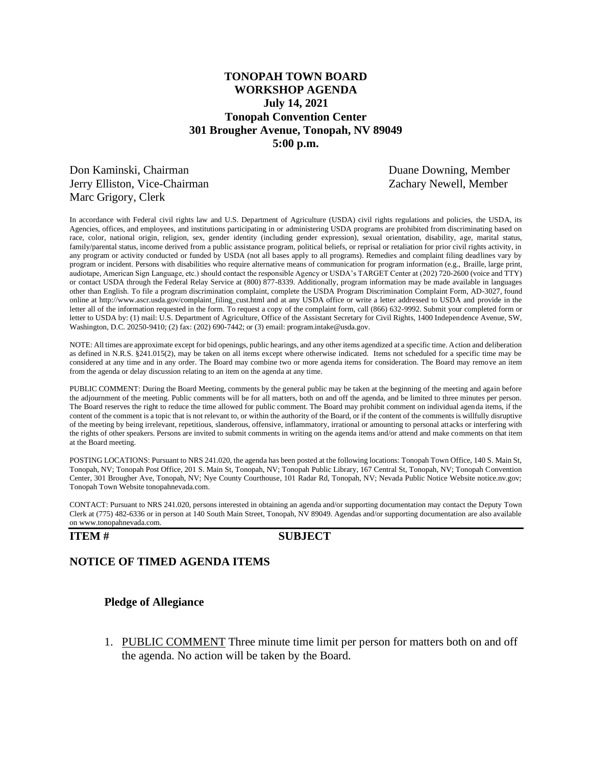# TONOPAH TOWN BOARD
## WORKSHOP AGENDA
**July 14, 2021**
**Tonopah Convention Center**
**301 Brougher Avenue, Tonopah, NV 89049**
**5:00 p.m.**

Don Kaminski, Chairman
Jerry Elliston, Vice-Chairman
Marc Grigory, Clerk
Duane Downing, Member
Zachary Newell, Member

In accordance with Federal civil rights law and U.S. Department of Agriculture (USDA) civil rights regulations and policies, the USDA, its Agencies, offices, and employees, and institutions participating in or administering USDA programs are prohibited from discriminating based on race, color, national origin, religion, sex, gender identity (including gender expression), sexual orientation, disability, age, marital status, family/parental status, income derived from a public assistance program, political beliefs, or reprisal or retaliation for prior civil rights activity, in any program or activity conducted or funded by USDA (not all bases apply to all programs). Remedies and complaint filing deadlines vary by program or incident. Persons with disabilities who require alternative means of communication for program information (e.g., Braille, large print, audiotape, American Sign Language, etc.) should contact the responsible Agency or USDA's TARGET Center at (202) 720-2600 (voice and TTY) or contact USDA through the Federal Relay Service at (800) 877-8339. Additionally, program information may be made available in languages other than English. To file a program discrimination complaint, complete the USDA Program Discrimination Complaint Form, AD-3027, found online at http://www.ascr.usda.gov/complaint_filing_cust.html and at any USDA office or write a letter addressed to USDA and provide in the letter all of the information requested in the form. To request a copy of the complaint form, call (866) 632-9992. Submit your completed form or letter to USDA by: (1) mail: U.S. Department of Agriculture, Office of the Assistant Secretary for Civil Rights, 1400 Independence Avenue, SW, Washington, D.C. 20250-9410; (2) fax: (202) 690-7442; or (3) email: program.intake@usda.gov.

NOTE: All times are approximate except for bid openings, public hearings, and any other items agendized at a specific time. Action and deliberation as defined in N.R.S. §241.015(2), may be taken on all items except where otherwise indicated. Items not scheduled for a specific time may be considered at any time and in any order. The Board may combine two or more agenda items for consideration. The Board may remove an item from the agenda or delay discussion relating to an item on the agenda at any time.

PUBLIC COMMENT: During the Board Meeting, comments by the general public may be taken at the beginning of the meeting and again before the adjournment of the meeting. Public comments will be for all matters, both on and off the agenda, and be limited to three minutes per person. The Board reserves the right to reduce the time allowed for public comment. The Board may prohibit comment on individual agenda items, if the content of the comment is a topic that is not relevant to, or within the authority of the Board, or if the content of the comments is willfully disruptive of the meeting by being irrelevant, repetitious, slanderous, offensive, inflammatory, irrational or amounting to personal attacks or interfering with the rights of other speakers. Persons are invited to submit comments in writing on the agenda items and/or attend and make comments on that item at the Board meeting.

POSTING LOCATIONS: Pursuant to NRS 241.020, the agenda has been posted at the following locations: Tonopah Town Office, 140 S. Main St, Tonopah, NV; Tonopah Post Office, 201 S. Main St, Tonopah, NV; Tonopah Public Library, 167 Central St, Tonopah, NV; Tonopah Convention Center, 301 Brougher Ave, Tonopah, NV; Nye County Courthouse, 101 Radar Rd, Tonopah, NV; Nevada Public Notice Website notice.nv.gov; Tonopah Town Website tonopahnevada.com.

CONTACT: Pursuant to NRS 241.020, persons interested in obtaining an agenda and/or supporting documentation may contact the Deputy Town Clerk at (775) 482-6336 or in person at 140 South Main Street, Tonopah, NV 89049. Agendas and/or supporting documentation are also available on www.tonopahnevada.com.

**ITEM #** **SUBJECT**

## NOTICE OF TIMED AGENDA ITEMS

**Pledge of Allegiance**

1. PUBLIC COMMENT Three minute time limit per person for matters both on and off the agenda. No action will be taken by the Board.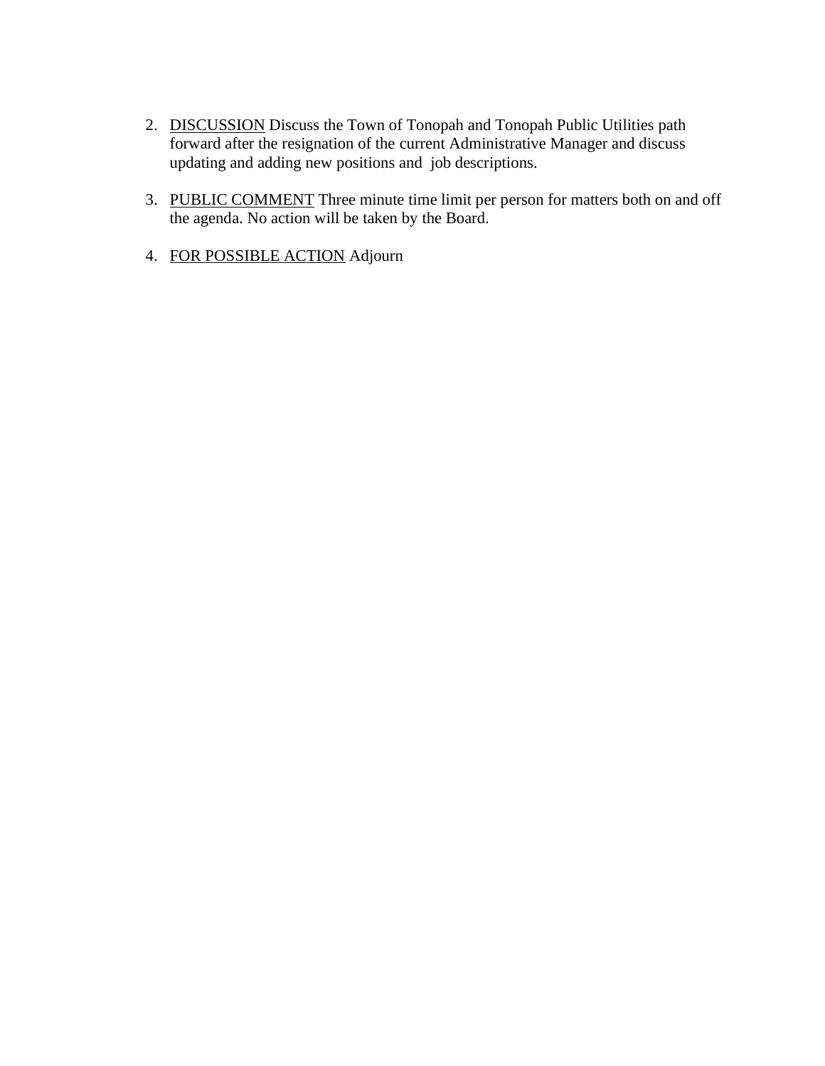2. <u>DISCUSSION</u> Discuss the Town of Tonopah and Tonopah Public Utilities path forward after the resignation of the current Administrative Manager and discuss updating and adding new positions and job descriptions.

3. <u>PUBLIC COMMENT</u> Three minute time limit per person for matters both on and off the agenda. No action will be taken by the Board.

4. <u>FOR POSSIBLE ACTION</u> Adjourn